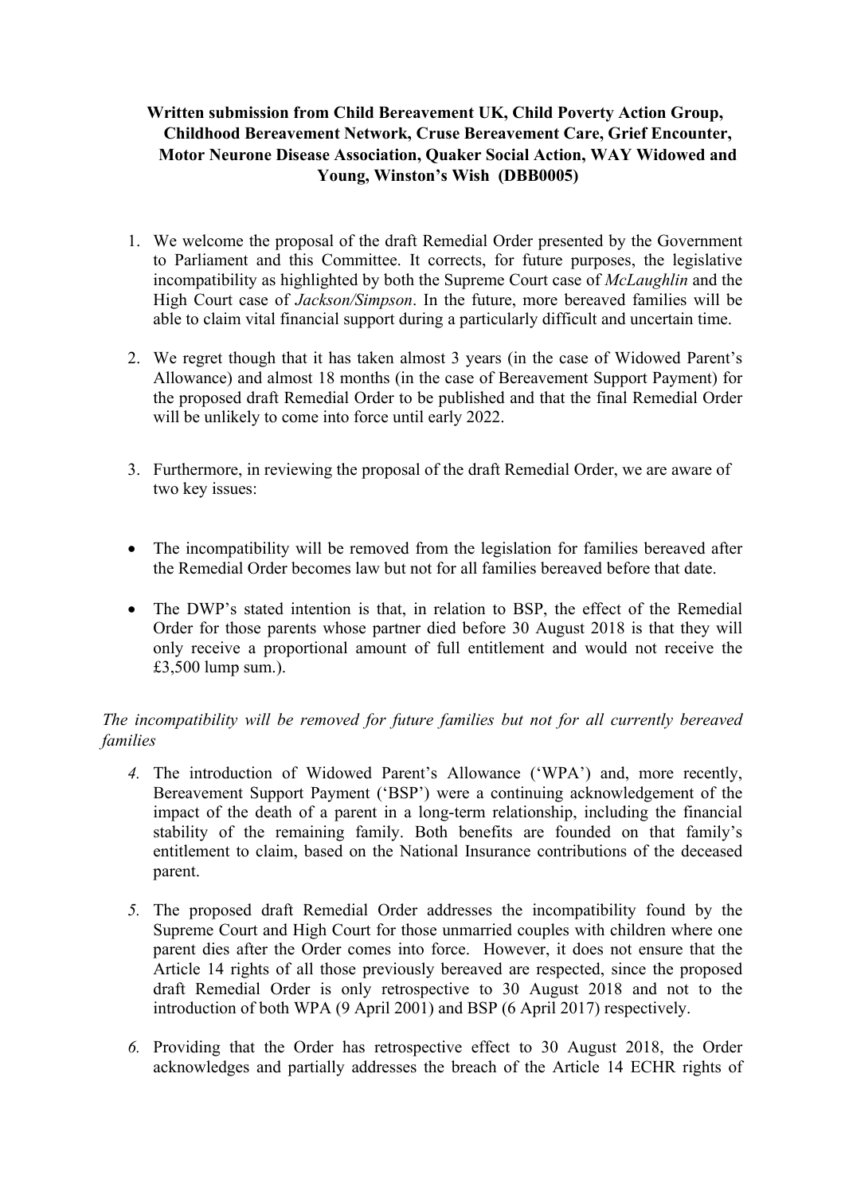**Written submission from Child Bereavement UK, Child Poverty Action Group, Childhood Bereavement Network, Cruse Bereavement Care, Grief Encounter, Motor Neurone Disease Association, Quaker Social Action, WAY Widowed and Young, Winston's Wish (DBB0005)**

1. We welcome the proposal of the draft Remedial Order presented by the Government to Parliament and this Committee. It corrects, for future purposes, the legislative incompatibility as highlighted by both the Supreme Court case of *McLaughlin* and the High Court case of *Jackson/Simpson*. In the future, more bereaved families will be able to claim vital financial support during a particularly difficult and uncertain time.

2. We regret though that it has taken almost 3 years (in the case of Widowed Parent's Allowance) and almost 18 months (in the case of Bereavement Support Payment) for the proposed draft Remedial Order to be published and that the final Remedial Order will be unlikely to come into force until early 2022.

3. Furthermore, in reviewing the proposal of the draft Remedial Order, we are aware of two key issues:

- The incompatibility will be removed from the legislation for families bereaved after the Remedial Order becomes law but not for all families bereaved before that date.
- The DWP's stated intention is that, in relation to BSP, the effect of the Remedial Order for those parents whose partner died before 30 August 2018 is that they will only receive a proportional amount of full entitlement and would not receive the £3,500 lump sum.).

*The incompatibility will be removed for future families but not for all currently bereaved families*

4. The introduction of Widowed Parent's Allowance ('WPA') and, more recently, Bereavement Support Payment ('BSP') were a continuing acknowledgement of the impact of the death of a parent in a long-term relationship, including the financial stability of the remaining family. Both benefits are founded on that family's entitlement to claim, based on the National Insurance contributions of the deceased parent.

5. The proposed draft Remedial Order addresses the incompatibility found by the Supreme Court and High Court for those unmarried couples with children where one parent dies after the Order comes into force. However, it does not ensure that the Article 14 rights of all those previously bereaved are respected, since the proposed draft Remedial Order is only retrospective to 30 August 2018 and not to the introduction of both WPA (9 April 2001) and BSP (6 April 2017) respectively.

6. Providing that the Order has retrospective effect to 30 August 2018, the Order acknowledges and partially addresses the breach of the Article 14 ECHR rights of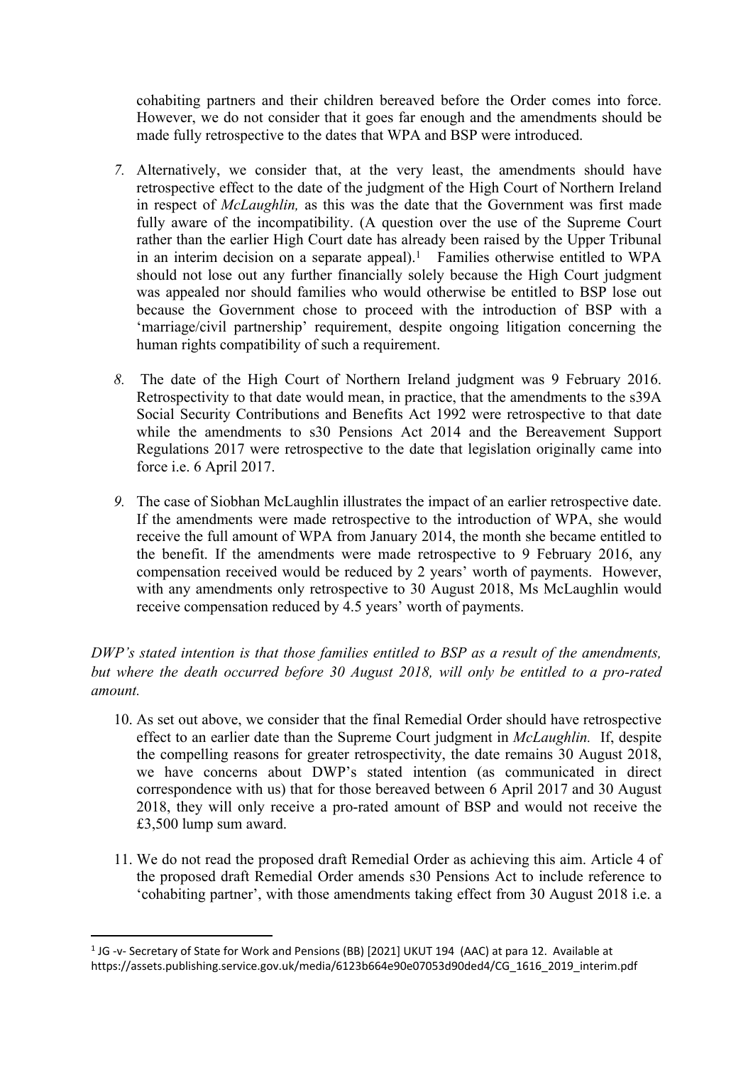cohabiting partners and their children bereaved before the Order comes into force. However, we do not consider that it goes far enough and the amendments should be made fully retrospective to the dates that WPA and BSP were introduced.

7. Alternatively, we consider that, at the very least, the amendments should have retrospective effect to the date of the judgment of the High Court of Northern Ireland in respect of *McLaughlin,* as this was the date that the Government was first made fully aware of the incompatibility. (A question over the use of the Supreme Court rather than the earlier High Court date has already been raised by the Upper Tribunal in an interim decision on a separate appeal).[1] Families otherwise entitled to WPA should not lose out any further financially solely because the High Court judgment was appealed nor should families who would otherwise be entitled to BSP lose out because the Government chose to proceed with the introduction of BSP with a 'marriage/civil partnership' requirement, despite ongoing litigation concerning the human rights compatibility of such a requirement.

8. The date of the High Court of Northern Ireland judgment was 9 February 2016. Retrospectivity to that date would mean, in practice, that the amendments to the s39A Social Security Contributions and Benefits Act 1992 were retrospective to that date while the amendments to s30 Pensions Act 2014 and the Bereavement Support Regulations 2017 were retrospective to the date that legislation originally came into force i.e. 6 April 2017.

9. The case of Siobhan McLaughlin illustrates the impact of an earlier retrospective date. If the amendments were made retrospective to the introduction of WPA, she would receive the full amount of WPA from January 2014, the month she became entitled to the benefit. If the amendments were made retrospective to 9 February 2016, any compensation received would be reduced by 2 years' worth of payments. However, with any amendments only retrospective to 30 August 2018, Ms McLaughlin would receive compensation reduced by 4.5 years' worth of payments.

*DWP's stated intention is that those families entitled to BSP as a result of the amendments, but where the death occurred before 30 August 2018, will only be entitled to a pro-rated amount.*

10. As set out above, we consider that the final Remedial Order should have retrospective effect to an earlier date than the Supreme Court judgment in *McLaughlin.* If, despite the compelling reasons for greater retrospectivity, the date remains 30 August 2018, we have concerns about DWP's stated intention (as communicated in direct correspondence with us) that for those bereaved between 6 April 2017 and 30 August 2018, they will only receive a pro-rated amount of BSP and would not receive the £3,500 lump sum award.

11. We do not read the proposed draft Remedial Order as achieving this aim. Article 4 of the proposed draft Remedial Order amends s30 Pensions Act to include reference to 'cohabiting partner', with those amendments taking effect from 30 August 2018 i.e. a

[1] JG -v- Secretary of State for Work and Pensions (BB) [2021] UKUT 194 (AAC) at para 12. Available at https://assets.publishing.service.gov.uk/media/6123b664e90e07053d90ded4/CG_1616_2019_interim.pdf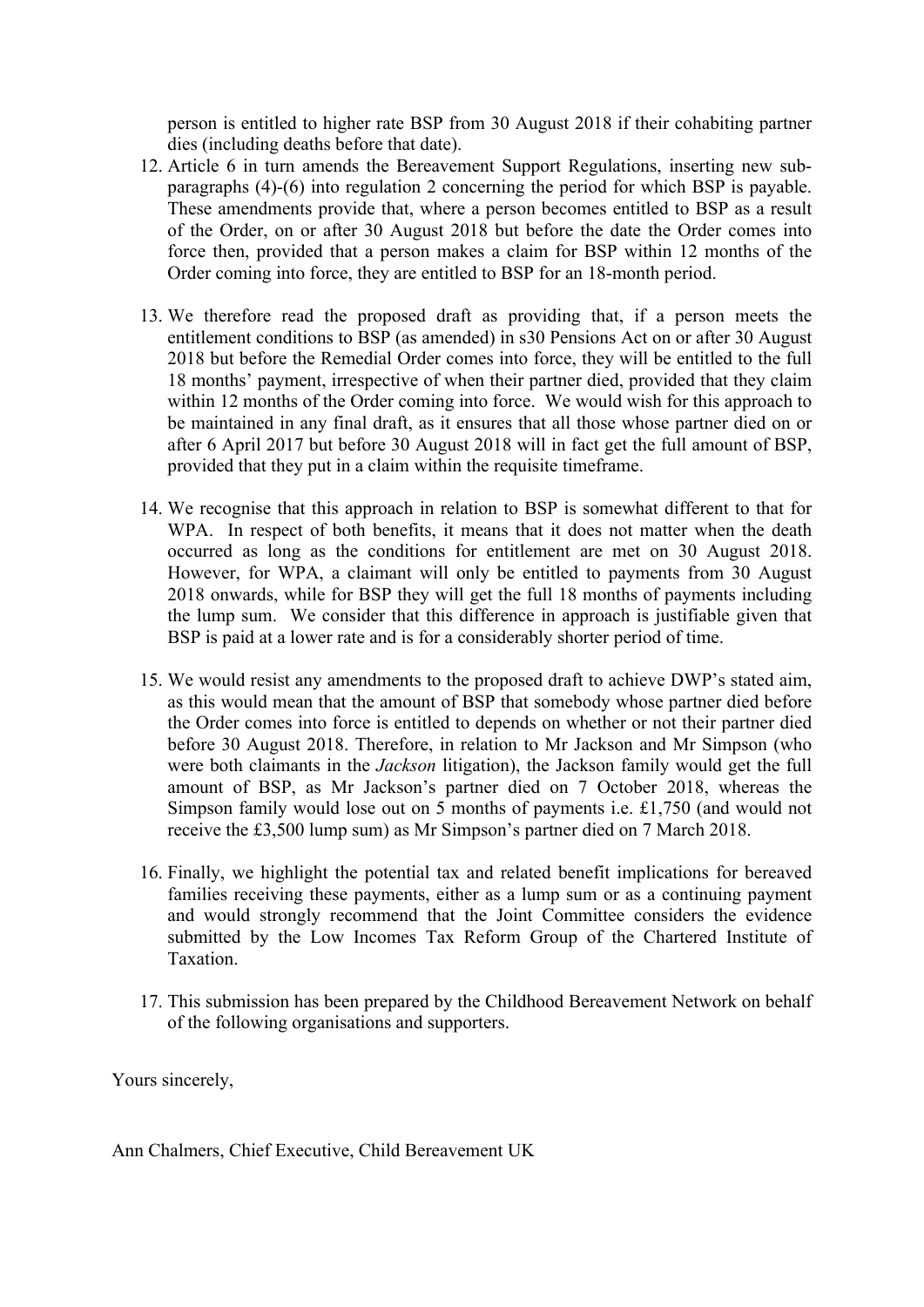person is entitled to higher rate BSP from 30 August 2018 if their cohabiting partner dies (including deaths before that date).

12. Article 6 in turn amends the Bereavement Support Regulations, inserting new sub-paragraphs (4)-(6) into regulation 2 concerning the period for which BSP is payable. These amendments provide that, where a person becomes entitled to BSP as a result of the Order, on or after 30 August 2018 but before the date the Order comes into force then, provided that a person makes a claim for BSP within 12 months of the Order coming into force, they are entitled to BSP for an 18-month period.

13. We therefore read the proposed draft as providing that, if a person meets the entitlement conditions to BSP (as amended) in s30 Pensions Act on or after 30 August 2018 but before the Remedial Order comes into force, they will be entitled to the full 18 months' payment, irrespective of when their partner died, provided that they claim within 12 months of the Order coming into force. We would wish for this approach to be maintained in any final draft, as it ensures that all those whose partner died on or after 6 April 2017 but before 30 August 2018 will in fact get the full amount of BSP, provided that they put in a claim within the requisite timeframe.

14. We recognise that this approach in relation to BSP is somewhat different to that for WPA. In respect of both benefits, it means that it does not matter when the death occurred as long as the conditions for entitlement are met on 30 August 2018. However, for WPA, a claimant will only be entitled to payments from 30 August 2018 onwards, while for BSP they will get the full 18 months of payments including the lump sum. We consider that this difference in approach is justifiable given that BSP is paid at a lower rate and is for a considerably shorter period of time.

15. We would resist any amendments to the proposed draft to achieve DWP's stated aim, as this would mean that the amount of BSP that somebody whose partner died before the Order comes into force is entitled to depends on whether or not their partner died before 30 August 2018. Therefore, in relation to Mr Jackson and Mr Simpson (who were both claimants in the *Jackson* litigation), the Jackson family would get the full amount of BSP, as Mr Jackson's partner died on 7 October 2018, whereas the Simpson family would lose out on 5 months of payments i.e. £1,750 (and would not receive the £3,500 lump sum) as Mr Simpson's partner died on 7 March 2018.

16. Finally, we highlight the potential tax and related benefit implications for bereaved families receiving these payments, either as a lump sum or as a continuing payment and would strongly recommend that the Joint Committee considers the evidence submitted by the Low Incomes Tax Reform Group of the Chartered Institute of Taxation.

17. This submission has been prepared by the Childhood Bereavement Network on behalf of the following organisations and supporters.

Yours sincerely,

Ann Chalmers, Chief Executive, Child Bereavement UK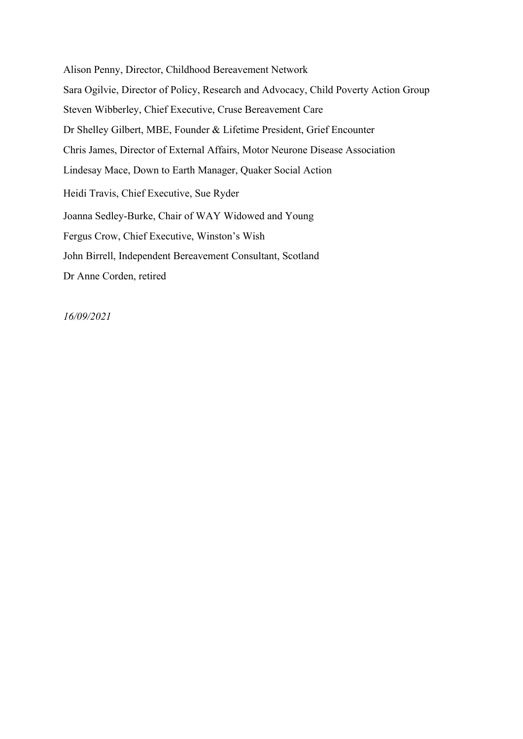Alison Penny, Director, Childhood Bereavement Network

Sara Ogilvie, Director of Policy, Research and Advocacy, Child Poverty Action Group

Steven Wibberley, Chief Executive, Cruse Bereavement Care

Dr Shelley Gilbert, MBE, Founder & Lifetime President, Grief Encounter

Chris James, Director of External Affairs, Motor Neurone Disease Association

Lindesay Mace, Down to Earth Manager, Quaker Social Action

Heidi Travis, Chief Executive, Sue Ryder

Joanna Sedley-Burke, Chair of WAY Widowed and Young

Fergus Crow, Chief Executive, Winston's Wish

John Birrell, Independent Bereavement Consultant, Scotland

Dr Anne Corden, retired

*16/09/2021*